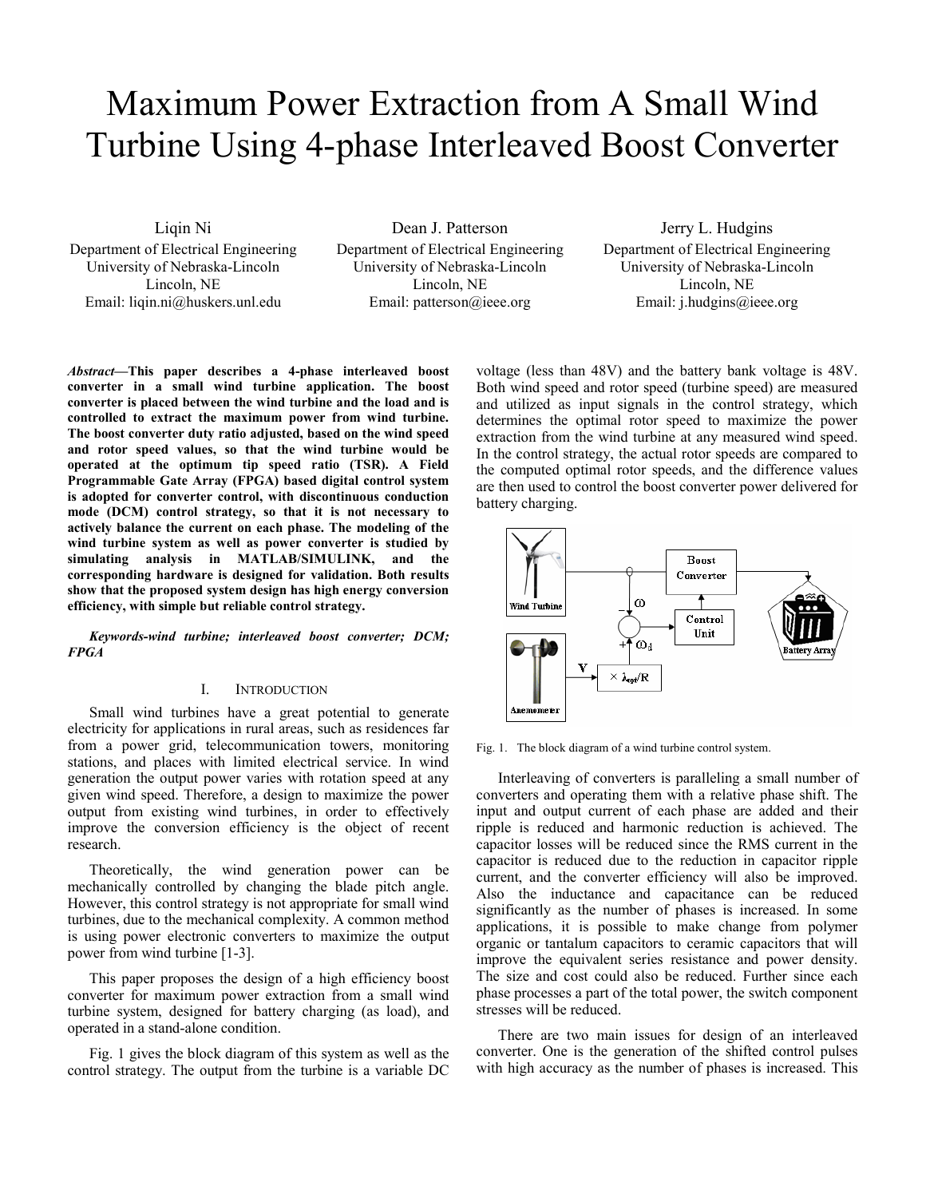# Maximum Power Extraction from A Small Wind Turbine Using 4-phase Interleaved Boost Converter

Liqin Ni
Department of Electrical Engineering
University of Nebraska-Lincoln
Lincoln, NE
Email: liqin.ni@huskers.unl.edu

Dean J. Patterson
Department of Electrical Engineering
University of Nebraska-Lincoln
Lincoln, NE
Email: patterson@ieee.org

Jerry L. Hudgins
Department of Electrical Engineering
University of Nebraska-Lincoln
Lincoln, NE
Email: j.hudgins@ieee.org

***Abstract*—This paper describes a 4-phase interleaved boost converter in a small wind turbine application. The boost converter is placed between the wind turbine and the load and is controlled to extract the maximum power from wind turbine. The boost converter duty ratio adjusted, based on the wind speed and rotor speed values, so that the wind turbine would be operated at the optimum tip speed ratio (TSR). A Field Programmable Gate Array (FPGA) based digital control system is adopted for converter control, with discontinuous conduction mode (DCM) control strategy, so that it is not necessary to actively balance the current on each phase. The modeling of the wind turbine system as well as power converter is studied by simulating analysis in MATLAB/SIMULINK, and the corresponding hardware is designed for validation. Both results show that the proposed system design has high energy conversion efficiency, with simple but reliable control strategy.**

***Keywords-wind turbine; interleaved boost converter; DCM; FPGA***

## I. Introduction

Small wind turbines have a great potential to generate electricity for applications in rural areas, such as residences far from a power grid, telecommunication towers, monitoring stations, and places with limited electrical service. In wind generation the output power varies with rotation speed at any given wind speed. Therefore, a design to maximize the power output from existing wind turbines, in order to effectively improve the conversion efficiency is the object of recent research.

Theoretically, the wind generation power can be mechanically controlled by changing the blade pitch angle. However, this control strategy is not appropriate for small wind turbines, due to the mechanical complexity. A common method is using power electronic converters to maximize the output power from wind turbine [1-3].

This paper proposes the design of a high efficiency boost converter for maximum power extraction from a small wind turbine system, designed for battery charging (as load), and operated in a stand-alone condition.

Fig. 1 gives the block diagram of this system as well as the control strategy. The output from the turbine is a variable DC voltage (less than 48V) and the battery bank voltage is 48V. Both wind speed and rotor speed (turbine speed) are measured and utilized as input signals in the control strategy, which determines the optimal rotor speed to maximize the power extraction from the wind turbine at any measured wind speed. In the control strategy, the actual rotor speeds are compared to the computed optimal rotor speeds, and the difference values are then used to control the boost converter power delivered for battery charging.

Wind Turbine
Boost Converter
ω
Control Unit
$\omega_d$
V
$\times \lambda_{opt}/R$
Anemometer
Battery Array

Fig. 1. The block diagram of a wind turbine control system.

Interleaving of converters is paralleling a small number of converters and operating them with a relative phase shift. The input and output current of each phase are added and their ripple is reduced and harmonic reduction is achieved. The capacitor losses will be reduced since the RMS current in the capacitor is reduced due to the reduction in capacitor ripple current, and the converter efficiency will also be improved. Also the inductance and capacitance can be reduced significantly as the number of phases is increased. In some applications, it is possible to make change from polymer organic or tantalum capacitors to ceramic capacitors that will improve the equivalent series resistance and power density. The size and cost could also be reduced. Further since each phase processes a part of the total power, the switch component stresses will be reduced.

There are two main issues for design of an interleaved converter. One is the generation of the shifted control pulses with high accuracy as the number of phases is increased. This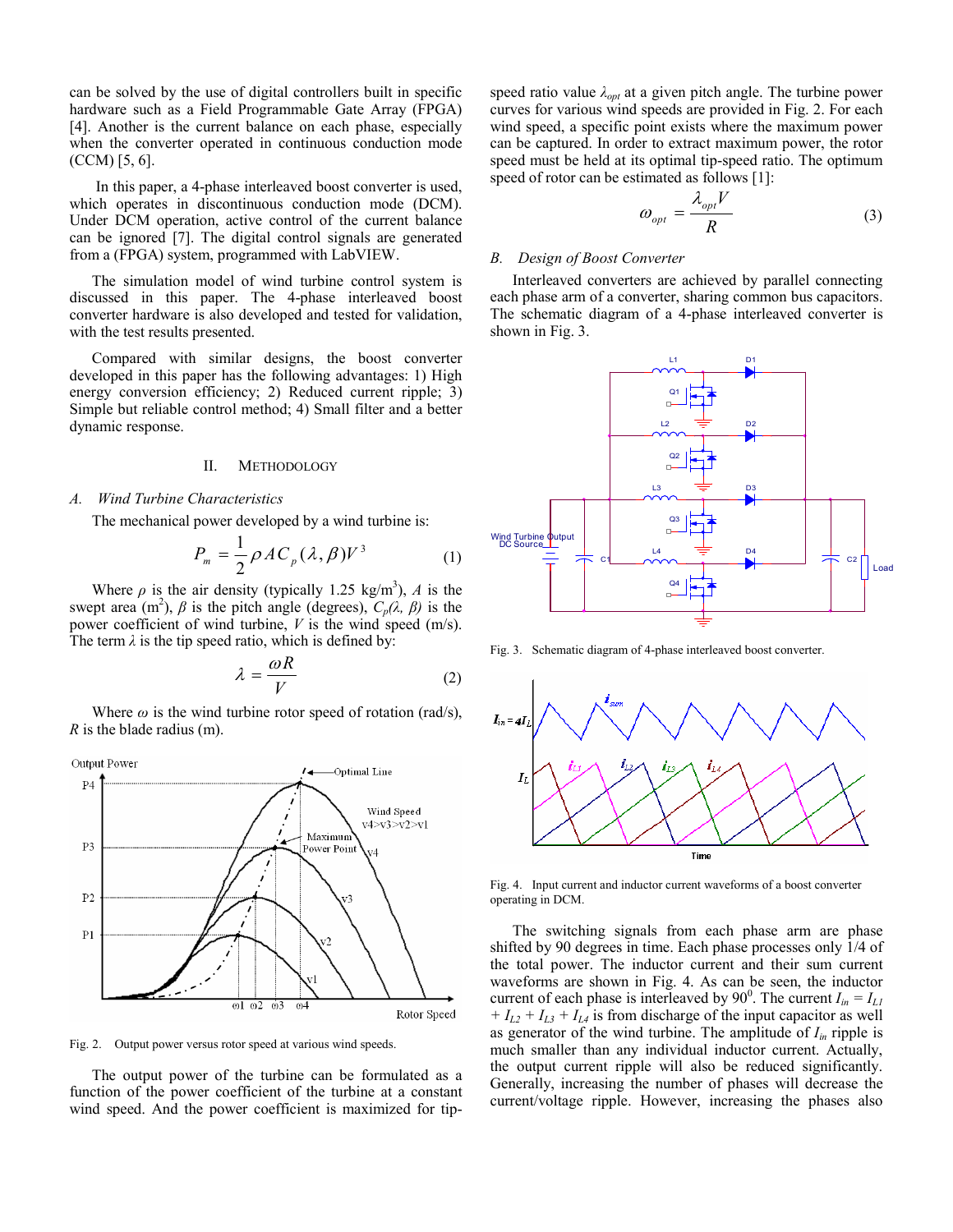can be solved by the use of digital controllers built in specific hardware such as a Field Programmable Gate Array (FPGA) [4]. Another is the current balance on each phase, especially when the converter operated in continuous conduction mode (CCM) [5, 6].

In this paper, a 4-phase interleaved boost converter is used, which operates in discontinuous conduction mode (DCM). Under DCM operation, active control of the current balance can be ignored [7]. The digital control signals are generated from a (FPGA) system, programmed with LabVIEW.

The simulation model of wind turbine control system is discussed in this paper. The 4-phase interleaved boost converter hardware is also developed and tested for validation, with the test results presented.

Compared with similar designs, the boost converter developed in this paper has the following advantages: 1) High energy conversion efficiency; 2) Reduced current ripple; 3) Simple but reliable control method; 4) Small filter and a better dynamic response.

## II. METHODOLOGY

### A. Wind Turbine Characteristics

The mechanical power developed by a wind turbine is:

$$P_m = \frac{1}{2}\rho A C_p(\lambda, \beta) V^3 \tag{1}$$

Where $\rho$ is the air density (typically 1.25 kg/m$^3$), $A$ is the swept area (m$^2$), $\beta$ is the pitch angle (degrees), $C_p(\lambda, \beta)$ is the power coefficient of wind turbine, $V$ is the wind speed (m/s). The term $\lambda$ is the tip speed ratio, which is defined by:

$$\lambda = \frac{\omega R}{V} \tag{2}$$

Where $\omega$ is the wind turbine rotor speed of rotation (rad/s), $R$ is the blade radius (m).

Fig. 2. Output power versus rotor speed at various wind speeds.

The output power of the turbine can be formulated as a function of the power coefficient of the turbine at a constant wind speed. And the power coefficient is maximized for tip-speed ratio value $\lambda_{opt}$ at a given pitch angle. The turbine power curves for various wind speeds are provided in Fig. 2. For each wind speed, a specific point exists where the maximum power can be captured. In order to extract maximum power, the rotor speed must be held at its optimal tip-speed ratio. The optimum speed of rotor can be estimated as follows [1]:

$$\omega_{opt} = \frac{\lambda_{opt} V}{R} \tag{3}$$

### B. Design of Boost Converter

Interleaved converters are achieved by parallel connecting each phase arm of a converter, sharing common bus capacitors. The schematic diagram of a 4-phase interleaved converter is shown in Fig. 3.

Fig. 3. Schematic diagram of 4-phase interleaved boost converter.

Fig. 4. Input current and inductor current waveforms of a boost converter operating in DCM.

The switching signals from each phase arm are phase shifted by 90 degrees in time. Each phase processes only 1/4 of the total power. The inductor current and their sum current waveforms are shown in Fig. 4. As can be seen, the inductor current of each phase is interleaved by 90$^0$. The current $I_{in} = I_{L1} + I_{L2} + I_{L3} + I_{L4}$ is from discharge of the input capacitor as well as generator of the wind turbine. The amplitude of $I_{in}$ ripple is much smaller than any individual inductor current. Actually, the output current ripple will also be reduced significantly. Generally, increasing the number of phases will decrease the current/voltage ripple. However, increasing the phases also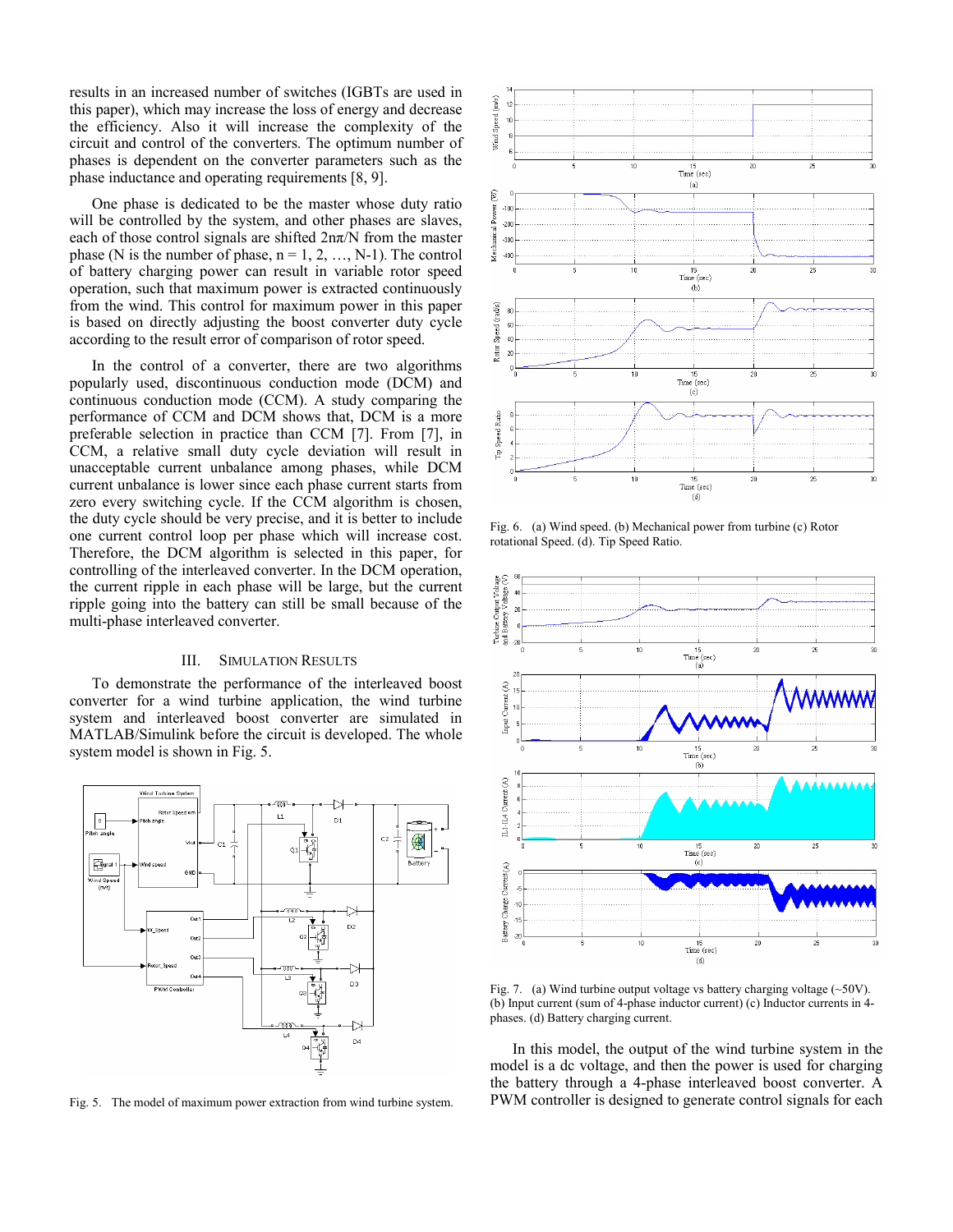results in an increased number of switches (IGBTs are used in this paper), which may increase the loss of energy and decrease the efficiency. Also it will increase the complexity of the circuit and control of the converters. The optimum number of phases is dependent on the converter parameters such as the phase inductance and operating requirements [8, 9].

One phase is dedicated to be the master whose duty ratio will be controlled by the system, and other phases are slaves, each of those control signals are shifted $2n\pi/N$ from the master phase (N is the number of phase, $n = 1, 2, \ldots, N\text{-}1$). The control of battery charging power can result in variable rotor speed operation, such that maximum power is extracted continuously from the wind. This control for maximum power in this paper is based on directly adjusting the boost converter duty cycle according to the result error of comparison of rotor speed.

In the control of a converter, there are two algorithms popularly used, discontinuous conduction mode (DCM) and continuous conduction mode (CCM). A study comparing the performance of CCM and DCM shows that, DCM is a more preferable selection in practice than CCM [7]. From [7], in CCM, a relative small duty cycle deviation will result in unacceptable current unbalance among phases, while DCM current unbalance is lower since each phase current starts from zero every switching cycle. If the CCM algorithm is chosen, the duty cycle should be very precise, and it is better to include one current control loop per phase which will increase cost. Therefore, the DCM algorithm is selected in this paper, for controlling of the interleaved converter. In the DCM operation, the current ripple in each phase will be large, but the current ripple going into the battery can still be small because of the multi-phase interleaved converter.

## III. Simulation Results

To demonstrate the performance of the interleaved boost converter for a wind turbine application, the wind turbine system and interleaved boost converter are simulated in MATLAB/Simulink before the circuit is developed. The whole system model is shown in Fig. 5.

Fig. 5. The model of maximum power extraction from wind turbine system.

Fig. 6. (a) Wind speed. (b) Mechanical power from turbine (c) Rotor rotational Speed. (d). Tip Speed Ratio.

Fig. 7. (a) Wind turbine output voltage vs battery charging voltage (~50V). (b) Input current (sum of 4-phase inductor current) (c) Inductor currents in 4-phases. (d) Battery charging current.

In this model, the output of the wind turbine system in the model is a dc voltage, and then the power is used for charging the battery through a 4-phase interleaved boost converter. A PWM controller is designed to generate control signals for each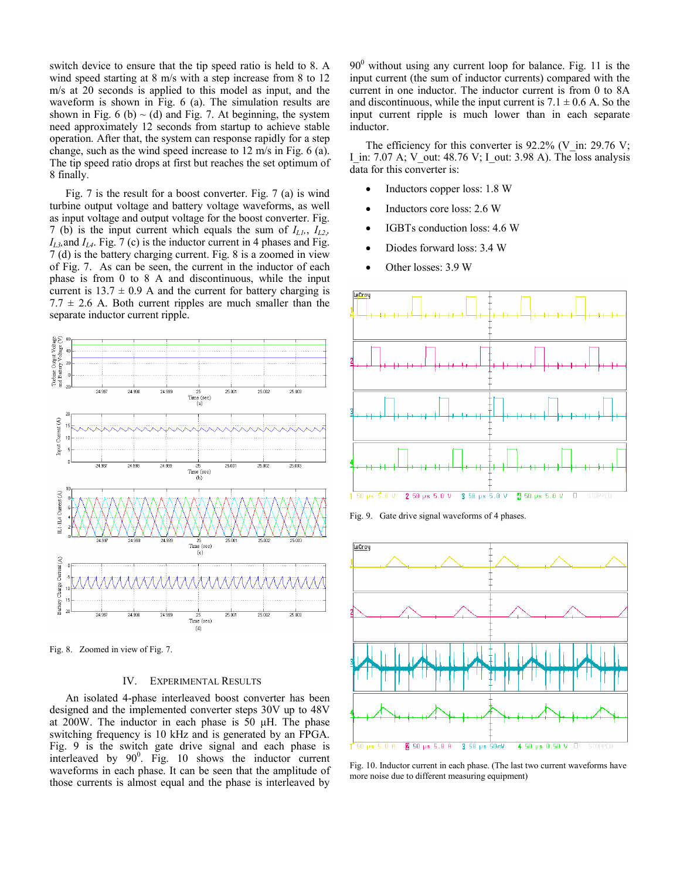switch device to ensure that the tip speed ratio is held to 8. A wind speed starting at 8 m/s with a step increase from 8 to 12 m/s at 20 seconds is applied to this model as input, and the waveform is shown in Fig. 6 (a). The simulation results are shown in Fig. 6 (b) ~ (d) and Fig. 7. At beginning, the system need approximately 12 seconds from startup to achieve stable operation. After that, the system can response rapidly for a step change, such as the wind speed increase to 12 m/s in Fig. 6 (a). The tip speed ratio drops at first but reaches the set optimum of 8 finally.

Fig. 7 is the result for a boost converter. Fig. 7 (a) is wind turbine output voltage and battery voltage waveforms, as well as input voltage and output voltage for the boost converter. Fig. 7 (b) is the input current which equals the sum of $I_{L1}$, $I_{L2}$, $I_{L3}$, and $I_{L4}$. Fig. 7 (c) is the inductor current in 4 phases and Fig. 7 (d) is the battery charging current. Fig. 8 is a zoomed in view of Fig. 7. As can be seen, the current in the inductor of each phase is from 0 to 8 A and discontinuous, while the input current is 13.7 ± 0.9 A and the current for battery charging is 7.7 ± 2.6 A. Both current ripples are much smaller than the separate inductor current ripple.

Fig. 8. Zoomed in view of Fig. 7.

## IV. Experimental Results

An isolated 4-phase interleaved boost converter has been designed and the implemented converter steps 30V up to 48V at 200W. The inductor in each phase is 50 µH. The phase switching frequency is 10 kHz and is generated by an FPGA. Fig. 9 is the switch gate drive signal and each phase is interleaved by $90^0$. Fig. 10 shows the inductor current waveforms in each phase. It can be seen that the amplitude of those currents is almost equal and the phase is interleaved by $90^0$ without using any current loop for balance. Fig. 11 is the input current (the sum of inductor currents) compared with the current in one inductor. The inductor current is from 0 to 8A and discontinuous, while the input current is 7.1 ± 0.6 A. So the input current ripple is much lower than in each separate inductor.

The efficiency for this converter is 92.2% (V_in: 29.76 V; I_in: 7.07 A; V_out: 48.76 V; I_out: 3.98 A). The loss analysis data for this converter is:

- Inductors copper loss: 1.8 W
- Inductors core loss: 2.6 W
- IGBTs conduction loss: 4.6 W
- Diodes forward loss: 3.4 W
- Other losses: 3.9 W

Fig. 9. Gate drive signal waveforms of 4 phases.

Fig. 10. Inductor current in each phase. (The last two current waveforms have more noise due to different measuring equipment)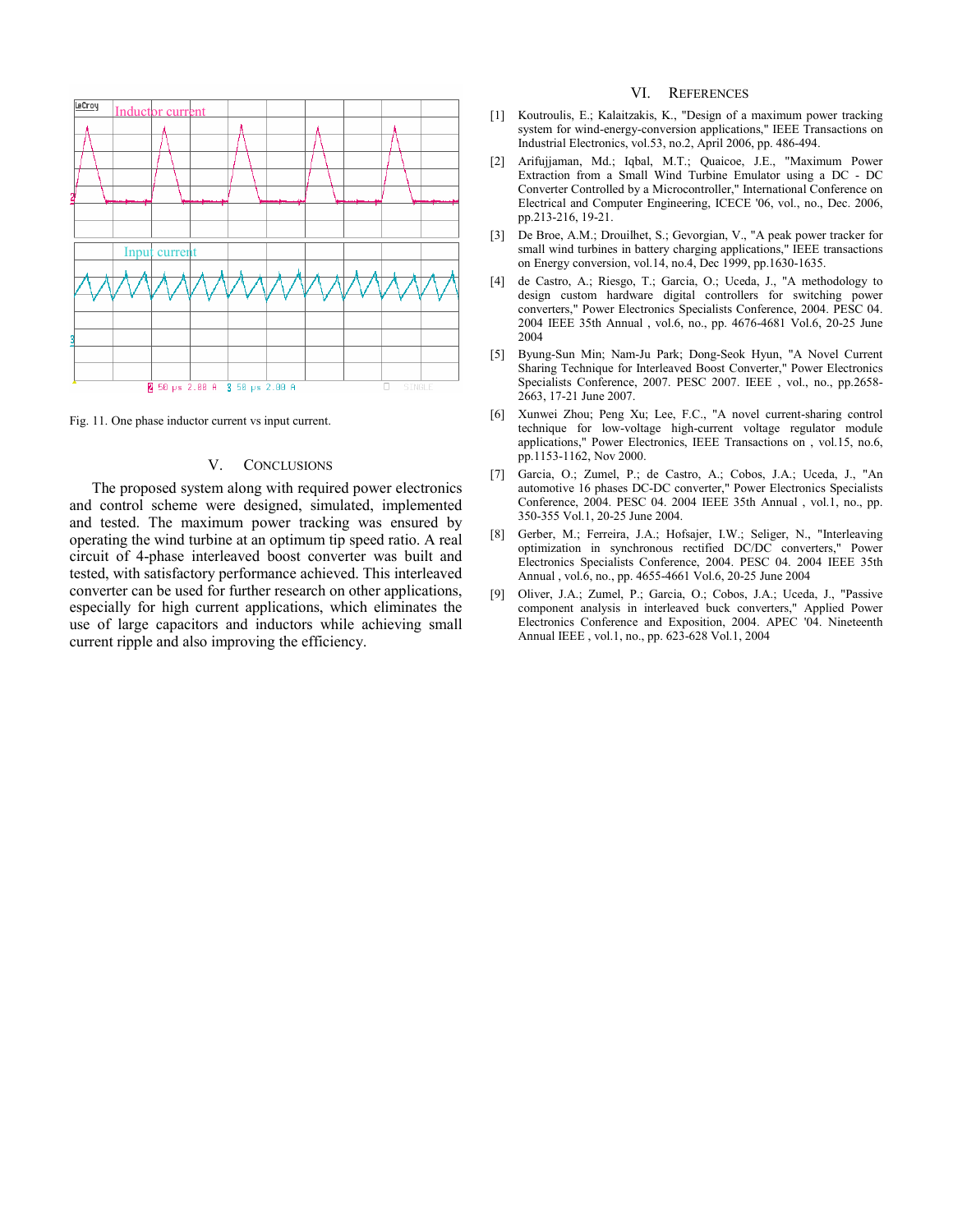LeCroy

Inductor current

Input current

2 50 μs 2.00 A 3 50 μs 2.00 A SINGLE

Fig. 11. One phase inductor current vs input current.

## V. CONCLUSIONS

The proposed system along with required power electronics and control scheme were designed, simulated, implemented and tested. The maximum power tracking was ensured by operating the wind turbine at an optimum tip speed ratio. A real circuit of 4-phase interleaved boost converter was built and tested, with satisfactory performance achieved. This interleaved converter can be used for further research on other applications, especially for high current applications, which eliminates the use of large capacitors and inductors while achieving small current ripple and also improving the efficiency.

## VI. REFERENCES

[1] Koutroulis, E.; Kalaitzakis, K., "Design of a maximum power tracking system for wind-energy-conversion applications," IEEE Transactions on Industrial Electronics, vol.53, no.2, April 2006, pp. 486-494.

[2] Arifujjaman, Md.; Iqbal, M.T.; Quaicoe, J.E., "Maximum Power Extraction from a Small Wind Turbine Emulator using a DC - DC Converter Controlled by a Microcontroller," International Conference on Electrical and Computer Engineering, ICECE '06, vol., no., Dec. 2006, pp.213-216, 19-21.

[3] De Broe, A.M.; Drouilhet, S.; Gevorgian, V., "A peak power tracker for small wind turbines in battery charging applications," IEEE transactions on Energy conversion, vol.14, no.4, Dec 1999, pp.1630-1635.

[4] de Castro, A.; Riesgo, T.; Garcia, O.; Uceda, J., "A methodology to design custom hardware digital controllers for switching power converters," Power Electronics Specialists Conference, 2004. PESC 04. 2004 IEEE 35th Annual , vol.6, no., pp. 4676-4681 Vol.6, 20-25 June 2004

[5] Byung-Sun Min; Nam-Ju Park; Dong-Seok Hyun, "A Novel Current Sharing Technique for Interleaved Boost Converter," Power Electronics Specialists Conference, 2007. PESC 2007. IEEE , vol., no., pp.2658-2663, 17-21 June 2007.

[6] Xunwei Zhou; Peng Xu; Lee, F.C., "A novel current-sharing control technique for low-voltage high-current voltage regulator module applications," Power Electronics, IEEE Transactions on , vol.15, no.6, pp.1153-1162, Nov 2000.

[7] Garcia, O.; Zumel, P.; de Castro, A.; Cobos, J.A.; Uceda, J., "An automotive 16 phases DC-DC converter," Power Electronics Specialists Conference, 2004. PESC 04. 2004 IEEE 35th Annual , vol.1, no., pp. 350-355 Vol.1, 20-25 June 2004.

[8] Gerber, M.; Ferreira, J.A.; Hofsajer, I.W.; Seliger, N., "Interleaving optimization in synchronous rectified DC/DC converters," Power Electronics Specialists Conference, 2004. PESC 04. 2004 IEEE 35th Annual , vol.6, no., pp. 4655-4661 Vol.6, 20-25 June 2004

[9] Oliver, J.A.; Zumel, P.; Garcia, O.; Cobos, J.A.; Uceda, J., "Passive component analysis in interleaved buck converters," Applied Power Electronics Conference and Exposition, 2004. APEC '04. Nineteenth Annual IEEE , vol.1, no., pp. 623-628 Vol.1, 2004